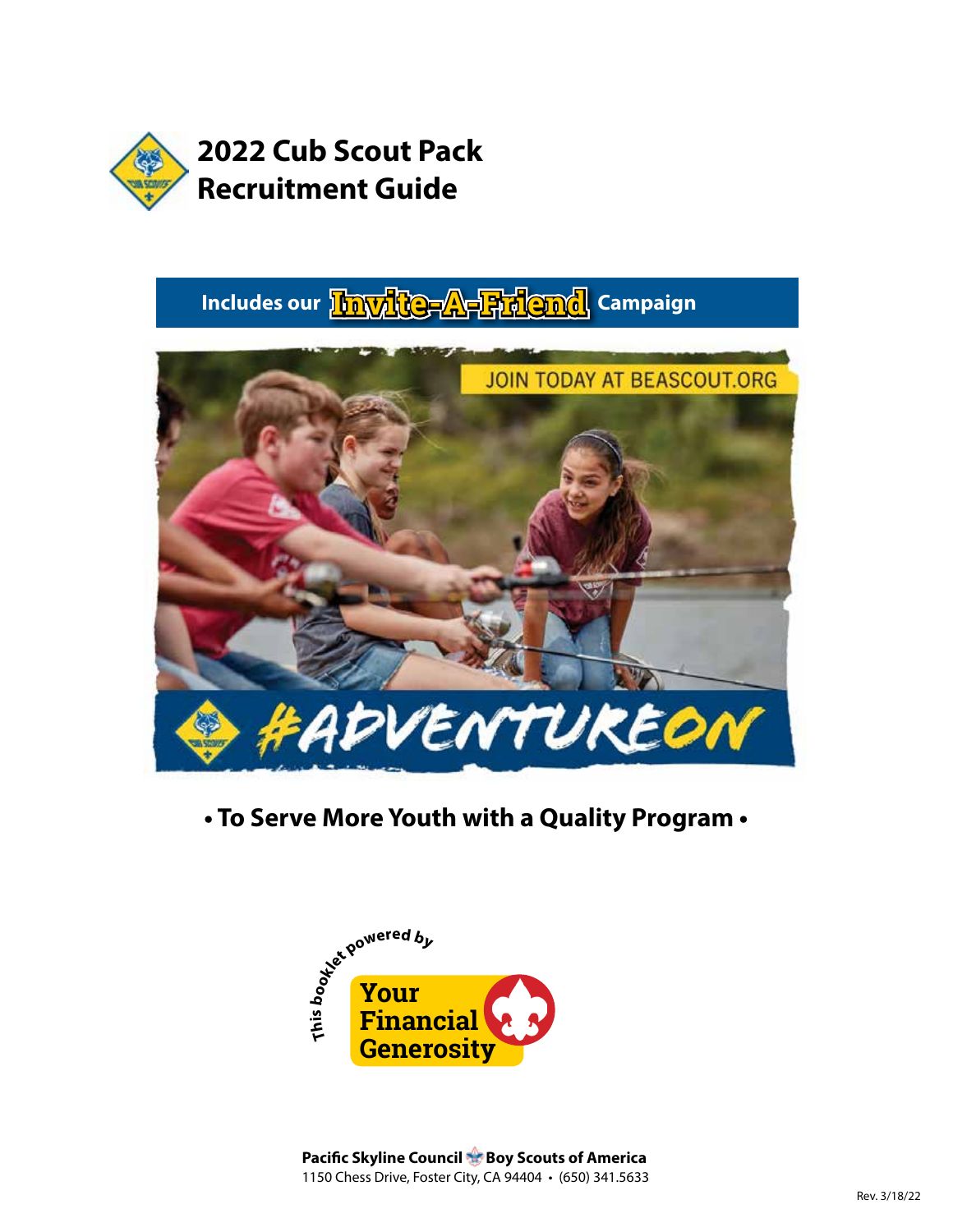# 2022 Cub Scout Pack Recruitment Guide

**Includes our Invite-A-Friend Campaign**

JOIN TODAY AT BEASCOUT.ORG

#ADVENTUREON

**• To Serve More Youth with a Quality Program •**

This booklet powered by **Your Financial Generosity**

**Pacific Skyline Council Boy Scouts of America**
1150 Chess Drive, Foster City, CA 94404 • (650) 341.5633

Rev. 3/18/22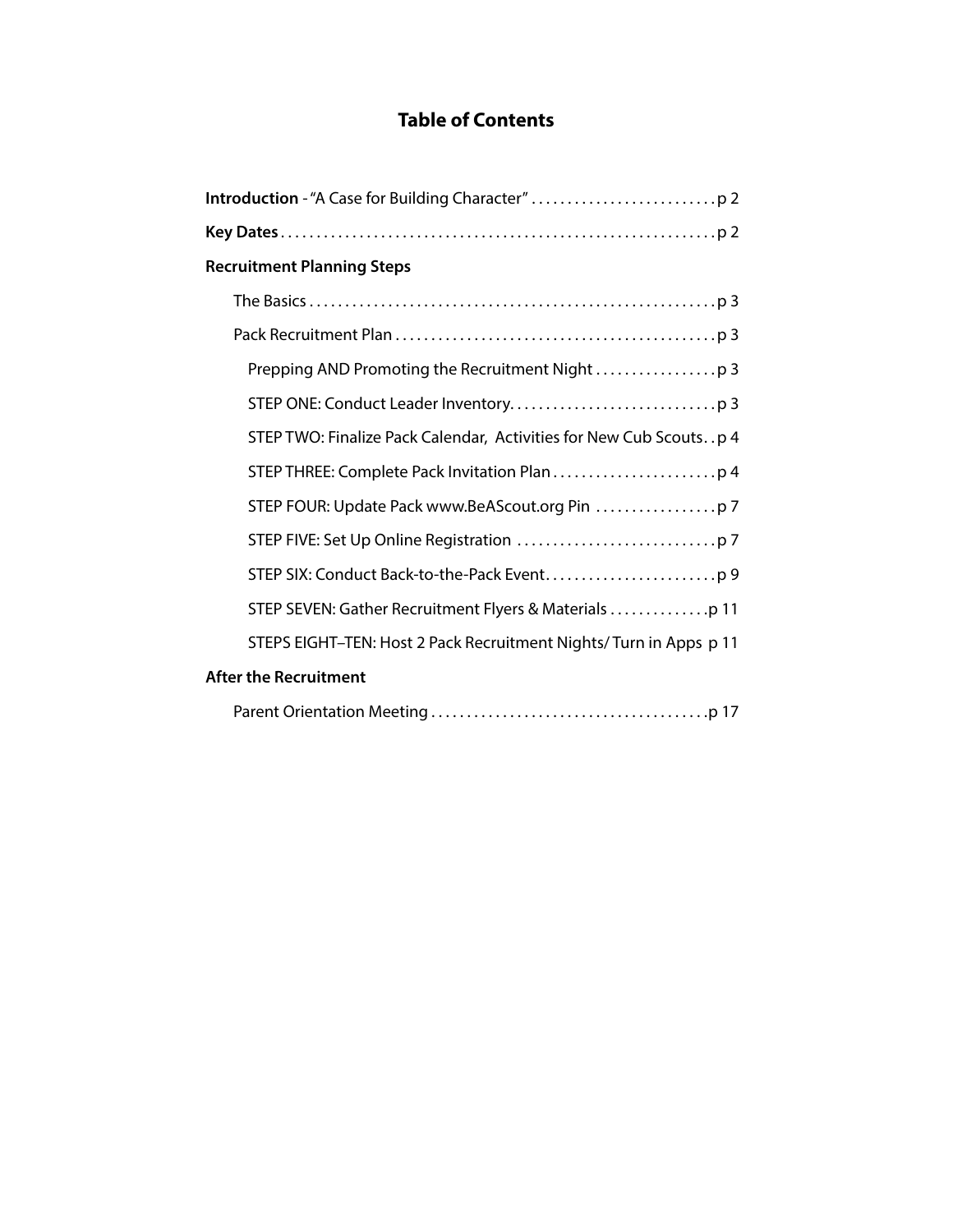# Table of Contents

**Introduction** - "A Case for Building Character" . . . . . . . . . . . . . . . . . . . . . . . . . . p 2

**Key Dates** . . . . . . . . . . . . . . . . . . . . . . . . . . . . . . . . . . . . . . . . . . . . . . . . . . . . . . . . . . . p 2

**Recruitment Planning Steps**

- The Basics . . . . . . . . . . . . . . . . . . . . . . . . . . . . . . . . . . . . . . . . . . . . . . . . . . . . . . . . p 3
- Pack Recruitment Plan . . . . . . . . . . . . . . . . . . . . . . . . . . . . . . . . . . . . . . . . . . . . p 3
  - Prepping AND Promoting the Recruitment Night . . . . . . . . . . . . . . . . . p 3
  - STEP ONE: Conduct Leader Inventory. . . . . . . . . . . . . . . . . . . . . . . . . . . . . p 3
  - STEP TWO: Finalize Pack Calendar, Activities for New Cub Scouts. . p 4
  - STEP THREE: Complete Pack Invitation Plan . . . . . . . . . . . . . . . . . . . . . . . p 4
  - STEP FOUR: Update Pack www.BeAScout.org Pin . . . . . . . . . . . . . . . . . p 7
  - STEP FIVE: Set Up Online Registration . . . . . . . . . . . . . . . . . . . . . . . . . . . . p 7
  - STEP SIX: Conduct Back-to-the-Pack Event. . . . . . . . . . . . . . . . . . . . . . . . p 9
  - STEP SEVEN: Gather Recruitment Flyers & Materials . . . . . . . . . . . . . .p 11
  - STEPS EIGHT–TEN: Host 2 Pack Recruitment Nights/ Turn in Apps p 11

**After the Recruitment**

- Parent Orientation Meeting . . . . . . . . . . . . . . . . . . . . . . . . . . . . . . . . . . . . . . .p 17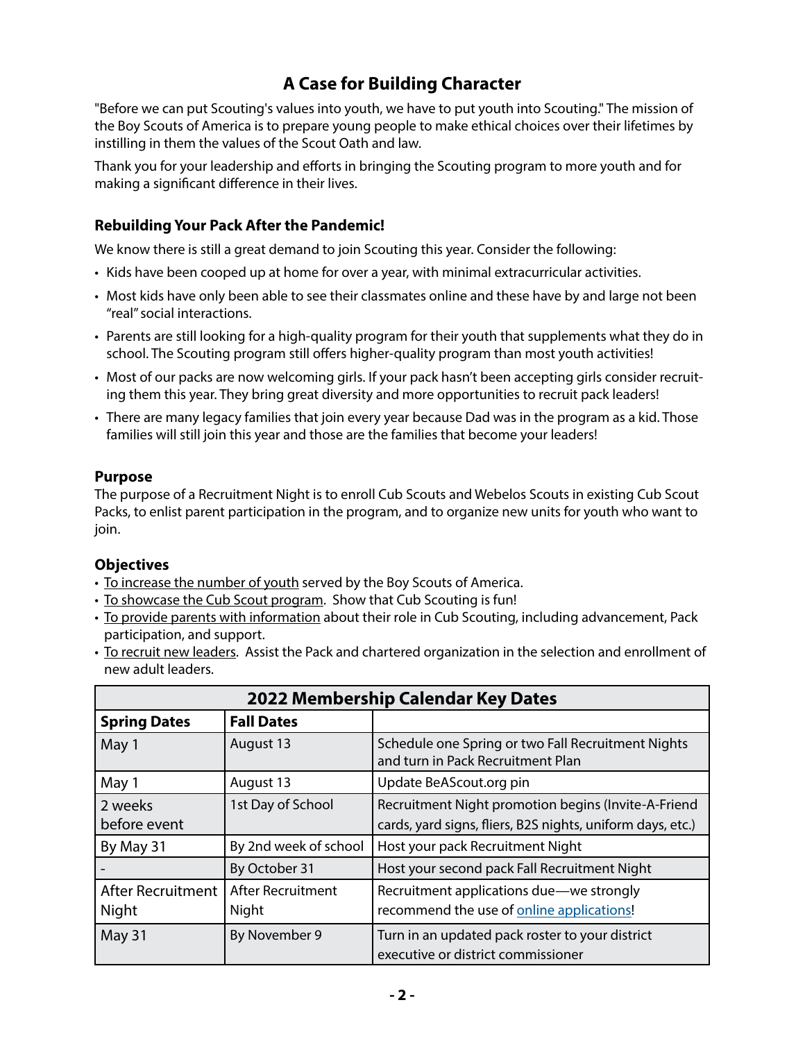# A Case for Building Character

"Before we can put Scouting's values into youth, we have to put youth into Scouting." The mission of the Boy Scouts of America is to prepare young people to make ethical choices over their lifetimes by instilling in them the values of the Scout Oath and law.

Thank you for your leadership and efforts in bringing the Scouting program to more youth and for making a significant difference in their lives.

### Rebuilding Your Pack After the Pandemic!

We know there is still a great demand to join Scouting this year. Consider the following:

- Kids have been cooped up at home for over a year, with minimal extracurricular activities.
- Most kids have only been able to see their classmates online and these have by and large not been "real" social interactions.
- Parents are still looking for a high-quality program for their youth that supplements what they do in school. The Scouting program still offers higher-quality program than most youth activities!
- Most of our packs are now welcoming girls. If your pack hasn't been accepting girls consider recruiting them this year. They bring great diversity and more opportunities to recruit pack leaders!
- There are many legacy families that join every year because Dad was in the program as a kid. Those families will still join this year and those are the families that become your leaders!

### Purpose

The purpose of a Recruitment Night is to enroll Cub Scouts and Webelos Scouts in existing Cub Scout Packs, to enlist parent participation in the program, and to organize new units for youth who want to join.

### Objectives

- To increase the number of youth served by the Boy Scouts of America.
- To showcase the Cub Scout program. Show that Cub Scouting is fun!
- To provide parents with information about their role in Cub Scouting, including advancement, Pack participation, and support.
- To recruit new leaders. Assist the Pack and chartered organization in the selection and enrollment of new adult leaders.

| 2022 Membership Calendar Key Dates | | |
|---|---|---|
| **Spring Dates** | **Fall Dates** | |
| May 1 | August 13 | Schedule one Spring or two Fall Recruitment Nights and turn in Pack Recruitment Plan |
| May 1 | August 13 | Update BeAScout.org pin |
| 2 weeks before event | 1st Day of School | Recruitment Night promotion begins (Invite-A-Friend cards, yard signs, fliers, B2S nights, uniform days, etc.) |
| By May 31 | By 2nd week of school | Host your pack Recruitment Night |
| - | By October 31 | Host your second pack Fall Recruitment Night |
| After Recruitment Night | After Recruitment Night | Recruitment applications due—we strongly recommend the use of online applications! |
| May 31 | By November 9 | Turn in an updated pack roster to your district executive or district commissioner |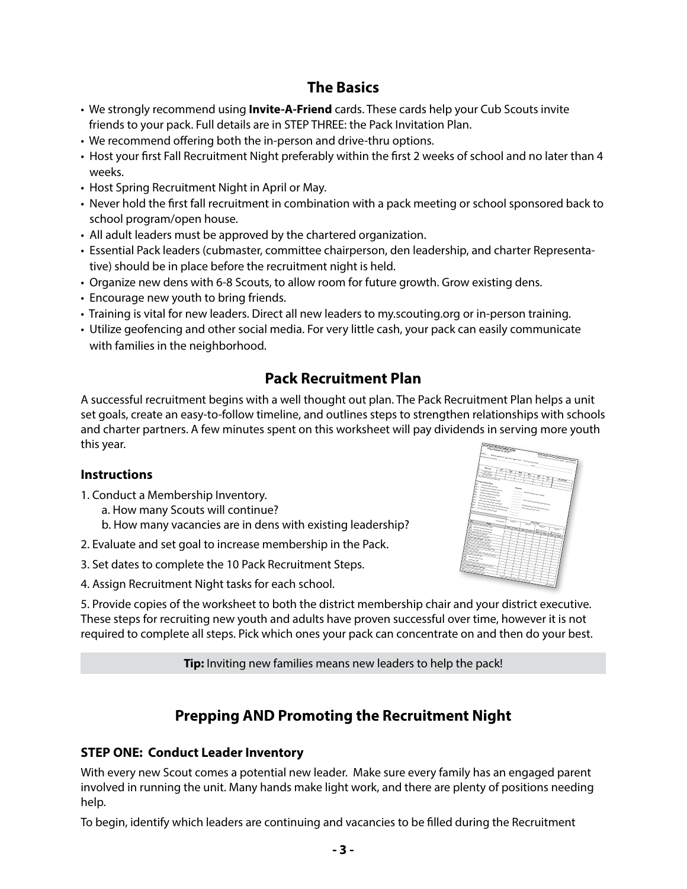## The Basics

- We strongly recommend using **Invite-A-Friend** cards. These cards help your Cub Scouts invite friends to your pack. Full details are in STEP THREE: the Pack Invitation Plan.
- We recommend offering both the in-person and drive-thru options.
- Host your first Fall Recruitment Night preferably within the first 2 weeks of school and no later than 4 weeks.
- Host Spring Recruitment Night in April or May.
- Never hold the first fall recruitment in combination with a pack meeting or school sponsored back to school program/open house.
- All adult leaders must be approved by the chartered organization.
- Essential Pack leaders (cubmaster, committee chairperson, den leadership, and charter Representative) should be in place before the recruitment night is held.
- Organize new dens with 6-8 Scouts, to allow room for future growth. Grow existing dens.
- Encourage new youth to bring friends.
- Training is vital for new leaders. Direct all new leaders to my.scouting.org or in-person training.
- Utilize geofencing and other social media. For very little cash, your pack can easily communicate with families in the neighborhood.

## Pack Recruitment Plan

A successful recruitment begins with a well thought out plan. The Pack Recruitment Plan helps a unit set goals, create an easy-to-follow timeline, and outlines steps to strengthen relationships with schools and charter partners. A few minutes spent on this worksheet will pay dividends in serving more youth this year.

### Instructions

1. Conduct a Membership Inventory.
   a. How many Scouts will continue?
   b. How many vacancies are in dens with existing leadership?
2. Evaluate and set goal to increase membership in the Pack.
3. Set dates to complete the 10 Pack Recruitment Steps.
4. Assign Recruitment Night tasks for each school.
5. Provide copies of the worksheet to both the district membership chair and your district executive.

These steps for recruiting new youth and adults have proven successful over time, however it is not required to complete all steps. Pick which ones your pack can concentrate on and then do your best.

**Tip:** Inviting new families means new leaders to help the pack!

## Prepping AND Promoting the Recruitment Night

### STEP ONE: Conduct Leader Inventory

With every new Scout comes a potential new leader. Make sure every family has an engaged parent involved in running the unit. Many hands make light work, and there are plenty of positions needing help.

To begin, identify which leaders are continuing and vacancies to be filled during the Recruitment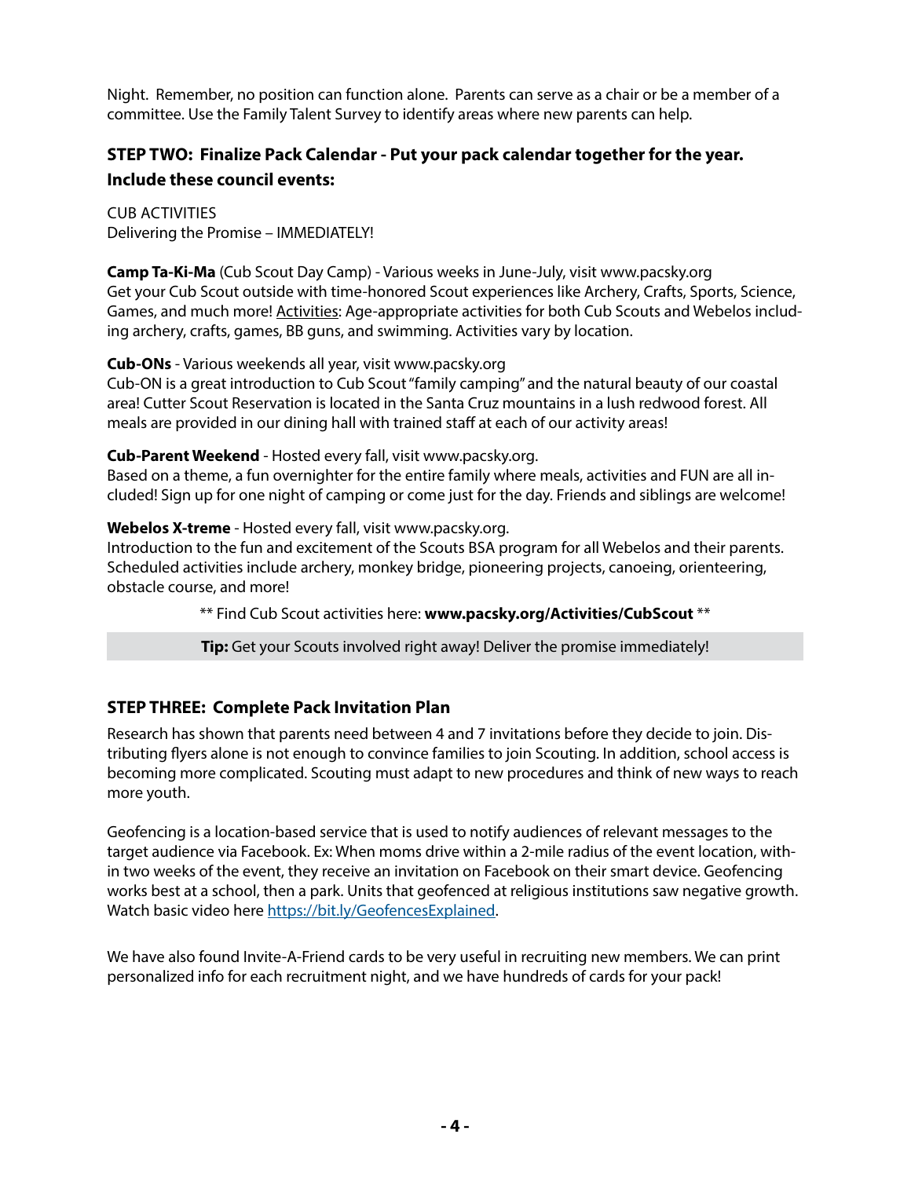Night. Remember, no position can function alone. Parents can serve as a chair or be a member of a committee. Use the Family Talent Survey to identify areas where new parents can help.

### STEP TWO: Finalize Pack Calendar - Put your pack calendar together for the year. Include these council events:

CUB ACTIVITIES
Delivering the Promise – IMMEDIATELY!

**Camp Ta-Ki-Ma** (Cub Scout Day Camp) - Various weeks in June-July, visit www.pacsky.org
Get your Cub Scout outside with time-honored Scout experiences like Archery, Crafts, Sports, Science, Games, and much more! Activities: Age-appropriate activities for both Cub Scouts and Webelos including archery, crafts, games, BB guns, and swimming. Activities vary by location.

**Cub-ONs** - Various weekends all year, visit www.pacsky.org
Cub-ON is a great introduction to Cub Scout "family camping" and the natural beauty of our coastal area! Cutter Scout Reservation is located in the Santa Cruz mountains in a lush redwood forest. All meals are provided in our dining hall with trained staff at each of our activity areas!

**Cub-Parent Weekend** - Hosted every fall, visit www.pacsky.org.
Based on a theme, a fun overnighter for the entire family where meals, activities and FUN are all included! Sign up for one night of camping or come just for the day. Friends and siblings are welcome!

**Webelos X-treme** - Hosted every fall, visit www.pacsky.org.
Introduction to the fun and excitement of the Scouts BSA program for all Webelos and their parents. Scheduled activities include archery, monkey bridge, pioneering projects, canoeing, orienteering, obstacle course, and more!

** Find Cub Scout activities here: **www.pacsky.org/Activities/CubScout** **

**Tip:** Get your Scouts involved right away! Deliver the promise immediately!

### STEP THREE: Complete Pack Invitation Plan

Research has shown that parents need between 4 and 7 invitations before they decide to join. Distributing flyers alone is not enough to convince families to join Scouting. In addition, school access is becoming more complicated. Scouting must adapt to new procedures and think of new ways to reach more youth.

Geofencing is a location-based service that is used to notify audiences of relevant messages to the target audience via Facebook. Ex: When moms drive within a 2-mile radius of the event location, within two weeks of the event, they receive an invitation on Facebook on their smart device. Geofencing works best at a school, then a park. Units that geofenced at religious institutions saw negative growth. Watch basic video here https://bit.ly/GeofencesExplained.

We have also found Invite-A-Friend cards to be very useful in recruiting new members. We can print personalized info for each recruitment night, and we have hundreds of cards for your pack!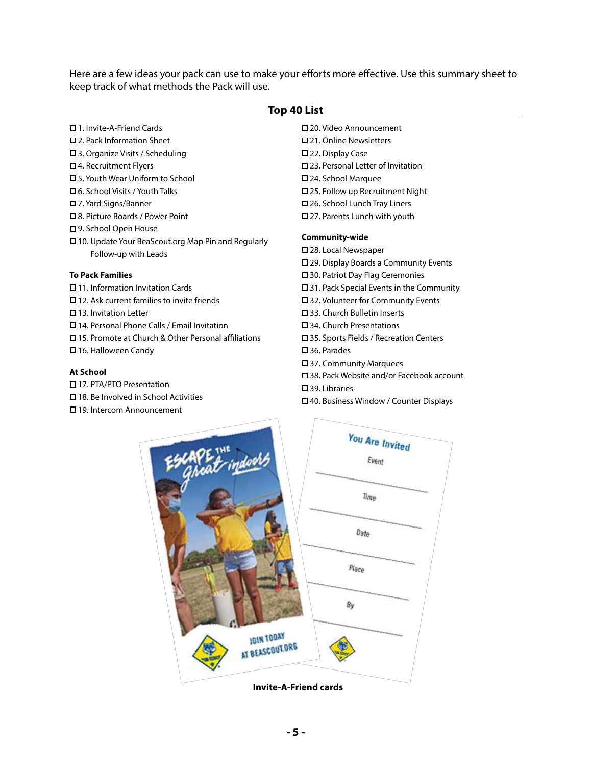Here are a few ideas your pack can use to make your efforts more effective. Use this summary sheet to keep track of what methods the Pack will use.

## Top 40 List

- ☐ 1. Invite-A-Friend Cards
- ☐ 2. Pack Information Sheet
- ☐ 3. Organize Visits / Scheduling
- ☐ 4. Recruitment Flyers
- ☐ 5. Youth Wear Uniform to School
- ☐ 6. School Visits / Youth Talks
- ☐ 7. Yard Signs/Banner
- ☐ 8. Picture Boards / Power Point
- ☐ 9. School Open House
- ☐ 10. Update Your BeaScout.org Map Pin and Regularly Follow-up with Leads

**To Pack Families**

- ☐ 11. Information Invitation Cards
- ☐ 12. Ask current families to invite friends
- ☐ 13. Invitation Letter
- ☐ 14. Personal Phone Calls / Email Invitation
- ☐ 15. Promote at Church & Other Personal affiliations
- ☐ 16. Halloween Candy

**At School**

- ☐ 17. PTA/PTO Presentation
- ☐ 18. Be Involved in School Activities
- ☐ 19. Intercom Announcement
- ☐ 20. Video Announcement
- ☐ 21. Online Newsletters
- ☐ 22. Display Case
- ☐ 23. Personal Letter of Invitation
- ☐ 24. School Marquee
- ☐ 25. Follow up Recruitment Night
- ☐ 26. School Lunch Tray Liners
- ☐ 27. Parents Lunch with youth

**Community-wide**

- ☐ 28. Local Newspaper
- ☐ 29. Display Boards a Community Events
- ☐ 30. Patriot Day Flag Ceremonies
- ☐ 31. Pack Special Events in the Community
- ☐ 32. Volunteer for Community Events
- ☐ 33. Church Bulletin Inserts
- ☐ 34. Church Presentations
- ☐ 35. Sports Fields / Recreation Centers
- ☐ 36. Parades
- ☐ 37. Community Marquees
- ☐ 38. Pack Website and/or Facebook account
- ☐ 39. Libraries
- ☐ 40. Business Window / Counter Displays

**Invite-A-Friend cards**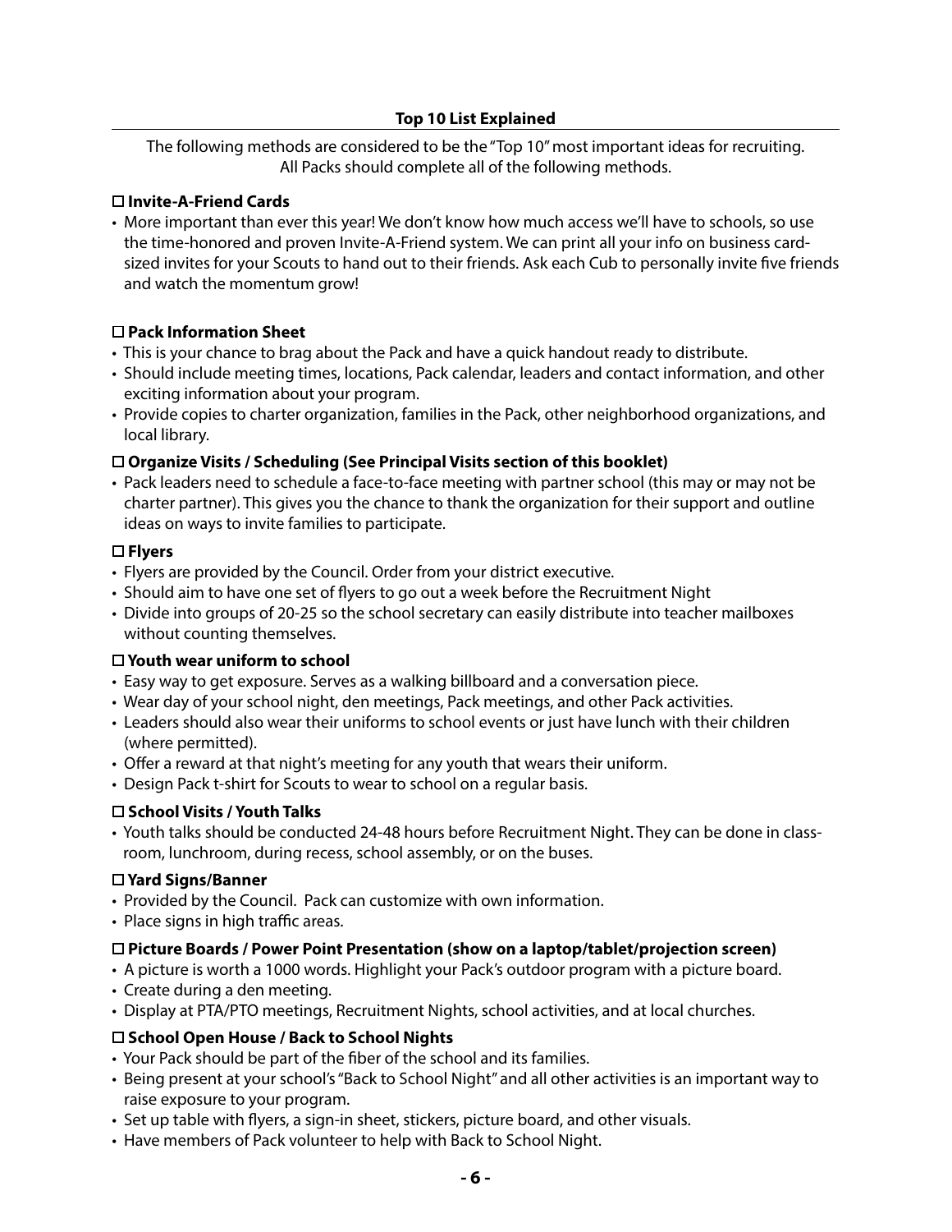## Top 10 List Explained

The following methods are considered to be the "Top 10" most important ideas for recruiting. All Packs should complete all of the following methods.

### ☐ Invite-A-Friend Cards

- More important than ever this year! We don't know how much access we'll have to schools, so use the time-honored and proven Invite-A-Friend system. We can print all your info on business card-sized invites for your Scouts to hand out to their friends. Ask each Cub to personally invite five friends and watch the momentum grow!

### ☐ Pack Information Sheet

- This is your chance to brag about the Pack and have a quick handout ready to distribute.
- Should include meeting times, locations, Pack calendar, leaders and contact information, and other exciting information about your program.
- Provide copies to charter organization, families in the Pack, other neighborhood organizations, and local library.

### ☐ Organize Visits / Scheduling (See Principal Visits section of this booklet)

- Pack leaders need to schedule a face-to-face meeting with partner school (this may or may not be charter partner). This gives you the chance to thank the organization for their support and outline ideas on ways to invite families to participate.

### ☐ Flyers

- Flyers are provided by the Council. Order from your district executive.
- Should aim to have one set of flyers to go out a week before the Recruitment Night
- Divide into groups of 20-25 so the school secretary can easily distribute into teacher mailboxes without counting themselves.

### ☐ Youth wear uniform to school

- Easy way to get exposure. Serves as a walking billboard and a conversation piece.
- Wear day of your school night, den meetings, Pack meetings, and other Pack activities.
- Leaders should also wear their uniforms to school events or just have lunch with their children (where permitted).
- Offer a reward at that night's meeting for any youth that wears their uniform.
- Design Pack t-shirt for Scouts to wear to school on a regular basis.

### ☐ School Visits / Youth Talks

- Youth talks should be conducted 24-48 hours before Recruitment Night. They can be done in classroom, lunchroom, during recess, school assembly, or on the buses.

### ☐ Yard Signs/Banner

- Provided by the Council. Pack can customize with own information.
- Place signs in high traffic areas.

### ☐ Picture Boards / Power Point Presentation (show on a laptop/tablet/projection screen)

- A picture is worth a 1000 words. Highlight your Pack's outdoor program with a picture board.
- Create during a den meeting.
- Display at PTA/PTO meetings, Recruitment Nights, school activities, and at local churches.

### ☐ School Open House / Back to School Nights

- Your Pack should be part of the fiber of the school and its families.
- Being present at your school's "Back to School Night" and all other activities is an important way to raise exposure to your program.
- Set up table with flyers, a sign-in sheet, stickers, picture board, and other visuals.
- Have members of Pack volunteer to help with Back to School Night.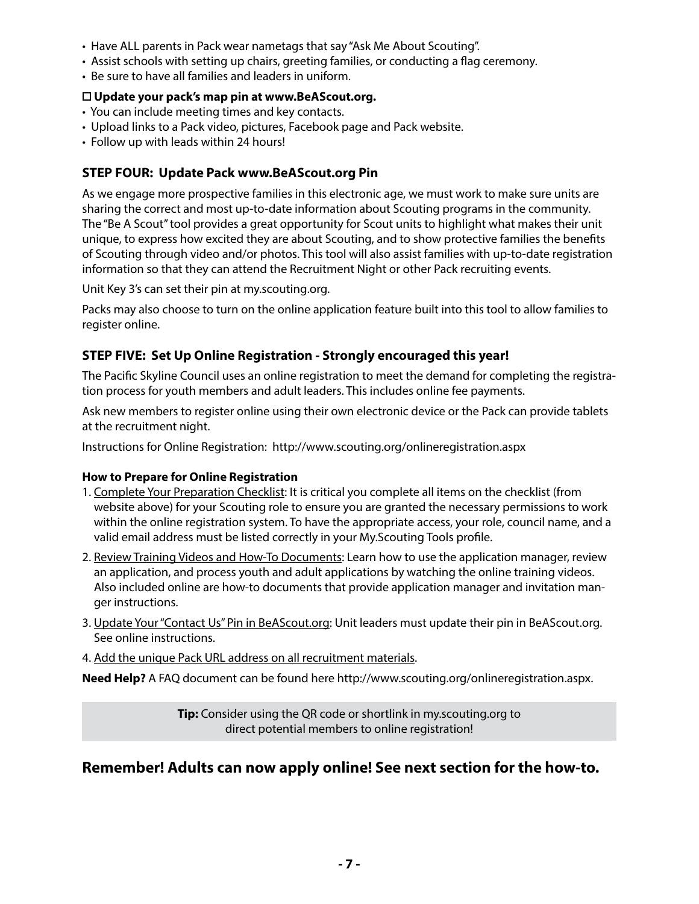- Have ALL parents in Pack wear nametags that say "Ask Me About Scouting".
- Assist schools with setting up chairs, greeting families, or conducting a flag ceremony.
- Be sure to have all families and leaders in uniform.

☐ **Update your pack's map pin at www.BeAScout.org.**

- You can include meeting times and key contacts.
- Upload links to a Pack video, pictures, Facebook page and Pack website.
- Follow up with leads within 24 hours!

### STEP FOUR: Update Pack www.BeAScout.org Pin

As we engage more prospective families in this electronic age, we must work to make sure units are sharing the correct and most up-to-date information about Scouting programs in the community. The "Be A Scout" tool provides a great opportunity for Scout units to highlight what makes their unit unique, to express how excited they are about Scouting, and to show protective families the benefits of Scouting through video and/or photos. This tool will also assist families with up-to-date registration information so that they can attend the Recruitment Night or other Pack recruiting events.

Unit Key 3's can set their pin at my.scouting.org.

Packs may also choose to turn on the online application feature built into this tool to allow families to register online.

### STEP FIVE: Set Up Online Registration - Strongly encouraged this year!

The Pacific Skyline Council uses an online registration to meet the demand for completing the registration process for youth members and adult leaders. This includes online fee payments.

Ask new members to register online using their own electronic device or the Pack can provide tablets at the recruitment night.

Instructions for Online Registration: http://www.scouting.org/onlineregistration.aspx

**How to Prepare for Online Registration**

1. Complete Your Preparation Checklist: It is critical you complete all items on the checklist (from website above) for your Scouting role to ensure you are granted the necessary permissions to work within the online registration system. To have the appropriate access, your role, council name, and a valid email address must be listed correctly in your My.Scouting Tools profile.
2. Review Training Videos and How-To Documents: Learn how to use the application manager, review an application, and process youth and adult applications by watching the online training videos. Also included online are how-to documents that provide application manager and invitation manger instructions.
3. Update Your "Contact Us" Pin in BeAScout.org: Unit leaders must update their pin in BeAScout.org. See online instructions.
4. Add the unique Pack URL address on all recruitment materials.

**Need Help?** A FAQ document can be found here http://www.scouting.org/onlineregistration.aspx.

**Tip:** Consider using the QR code or shortlink in my.scouting.org to direct potential members to online registration!

## Remember! Adults can now apply online! See next section for the how-to.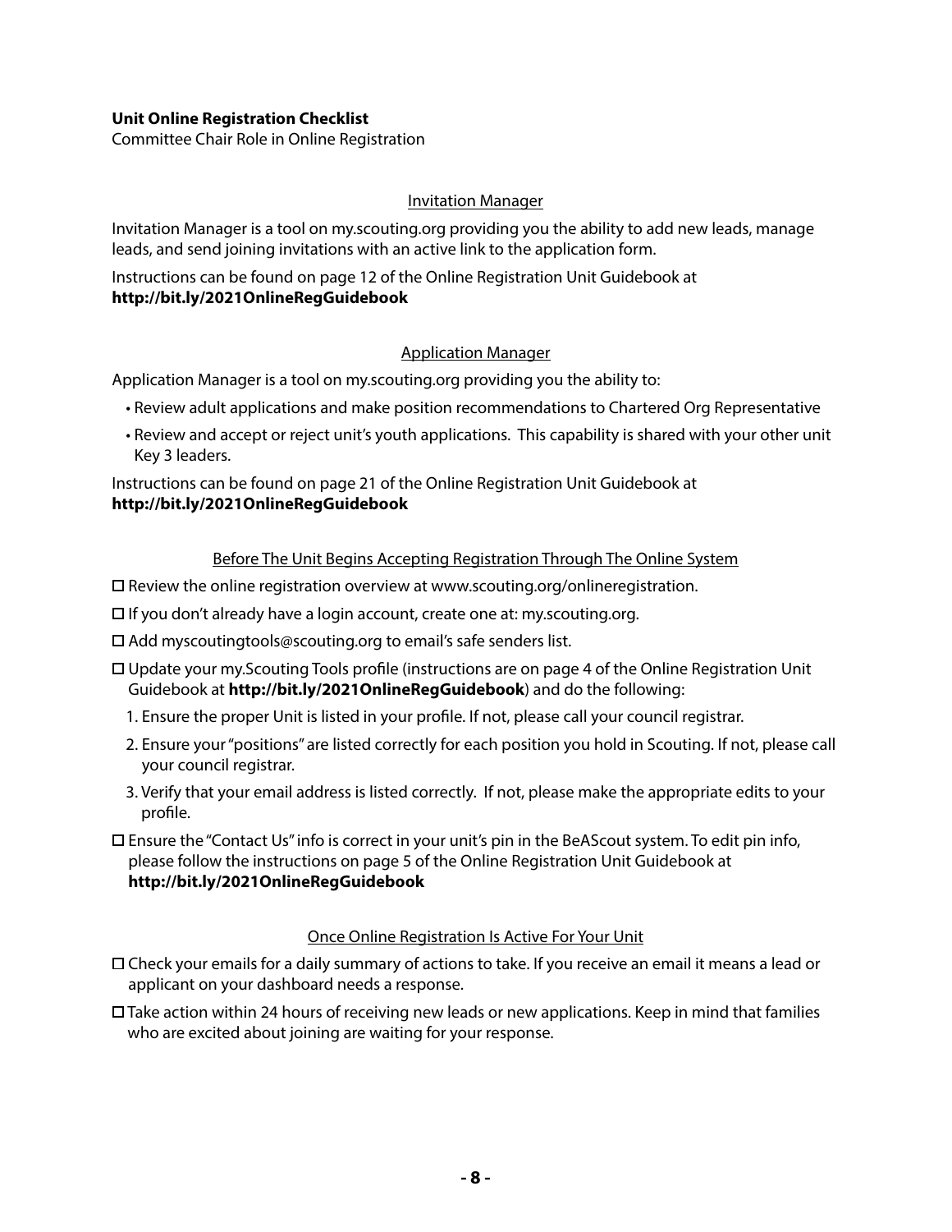**Unit Online Registration Checklist**

Committee Chair Role in Online Registration

## Invitation Manager

Invitation Manager is a tool on my.scouting.org providing you the ability to add new leads, manage leads, and send joining invitations with an active link to the application form.

Instructions can be found on page 12 of the Online Registration Unit Guidebook at **http://bit.ly/2021OnlineRegGuidebook**

## Application Manager

Application Manager is a tool on my.scouting.org providing you the ability to:

- Review adult applications and make position recommendations to Chartered Org Representative
- Review and accept or reject unit's youth applications. This capability is shared with your other unit Key 3 leaders.

Instructions can be found on page 21 of the Online Registration Unit Guidebook at **http://bit.ly/2021OnlineRegGuidebook**

## Before The Unit Begins Accepting Registration Through The Online System

☐ Review the online registration overview at www.scouting.org/onlineregistration.

☐ If you don't already have a login account, create one at: my.scouting.org.

☐ Add myscoutingtools@scouting.org to email's safe senders list.

☐ Update your my.Scouting Tools profile (instructions are on page 4 of the Online Registration Unit Guidebook at **http://bit.ly/2021OnlineRegGuidebook**) and do the following:

1. Ensure the proper Unit is listed in your profile. If not, please call your council registrar.
2. Ensure your "positions" are listed correctly for each position you hold in Scouting. If not, please call your council registrar.
3. Verify that your email address is listed correctly. If not, please make the appropriate edits to your profile.

☐ Ensure the "Contact Us" info is correct in your unit's pin in the BeAScout system. To edit pin info, please follow the instructions on page 5 of the Online Registration Unit Guidebook at **http://bit.ly/2021OnlineRegGuidebook**

## Once Online Registration Is Active For Your Unit

☐ Check your emails for a daily summary of actions to take. If you receive an email it means a lead or applicant on your dashboard needs a response.

☐ Take action within 24 hours of receiving new leads or new applications. Keep in mind that families who are excited about joining are waiting for your response.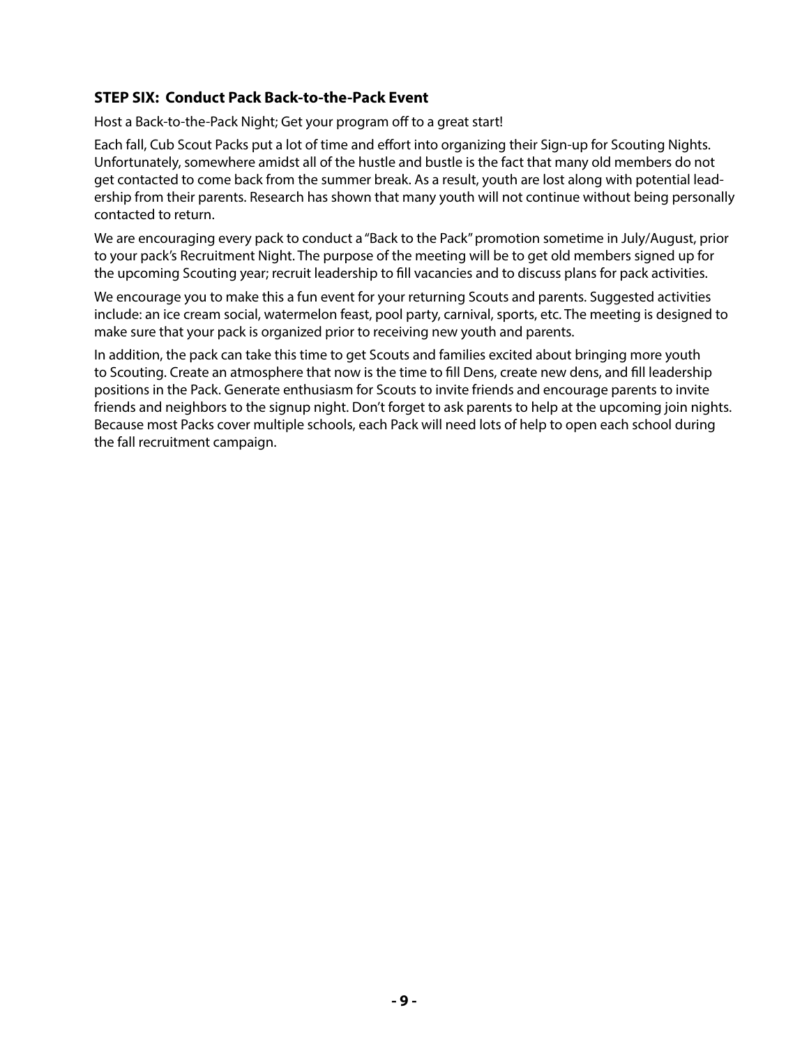### STEP SIX: Conduct Pack Back-to-the-Pack Event

Host a Back-to-the-Pack Night; Get your program off to a great start!

Each fall, Cub Scout Packs put a lot of time and effort into organizing their Sign-up for Scouting Nights. Unfortunately, somewhere amidst all of the hustle and bustle is the fact that many old members do not get contacted to come back from the summer break. As a result, youth are lost along with potential leadership from their parents. Research has shown that many youth will not continue without being personally contacted to return.

We are encouraging every pack to conduct a "Back to the Pack" promotion sometime in July/August, prior to your pack's Recruitment Night. The purpose of the meeting will be to get old members signed up for the upcoming Scouting year; recruit leadership to fill vacancies and to discuss plans for pack activities.

We encourage you to make this a fun event for your returning Scouts and parents. Suggested activities include: an ice cream social, watermelon feast, pool party, carnival, sports, etc. The meeting is designed to make sure that your pack is organized prior to receiving new youth and parents.

In addition, the pack can take this time to get Scouts and families excited about bringing more youth to Scouting. Create an atmosphere that now is the time to fill Dens, create new dens, and fill leadership positions in the Pack. Generate enthusiasm for Scouts to invite friends and encourage parents to invite friends and neighbors to the signup night. Don't forget to ask parents to help at the upcoming join nights. Because most Packs cover multiple schools, each Pack will need lots of help to open each school during the fall recruitment campaign.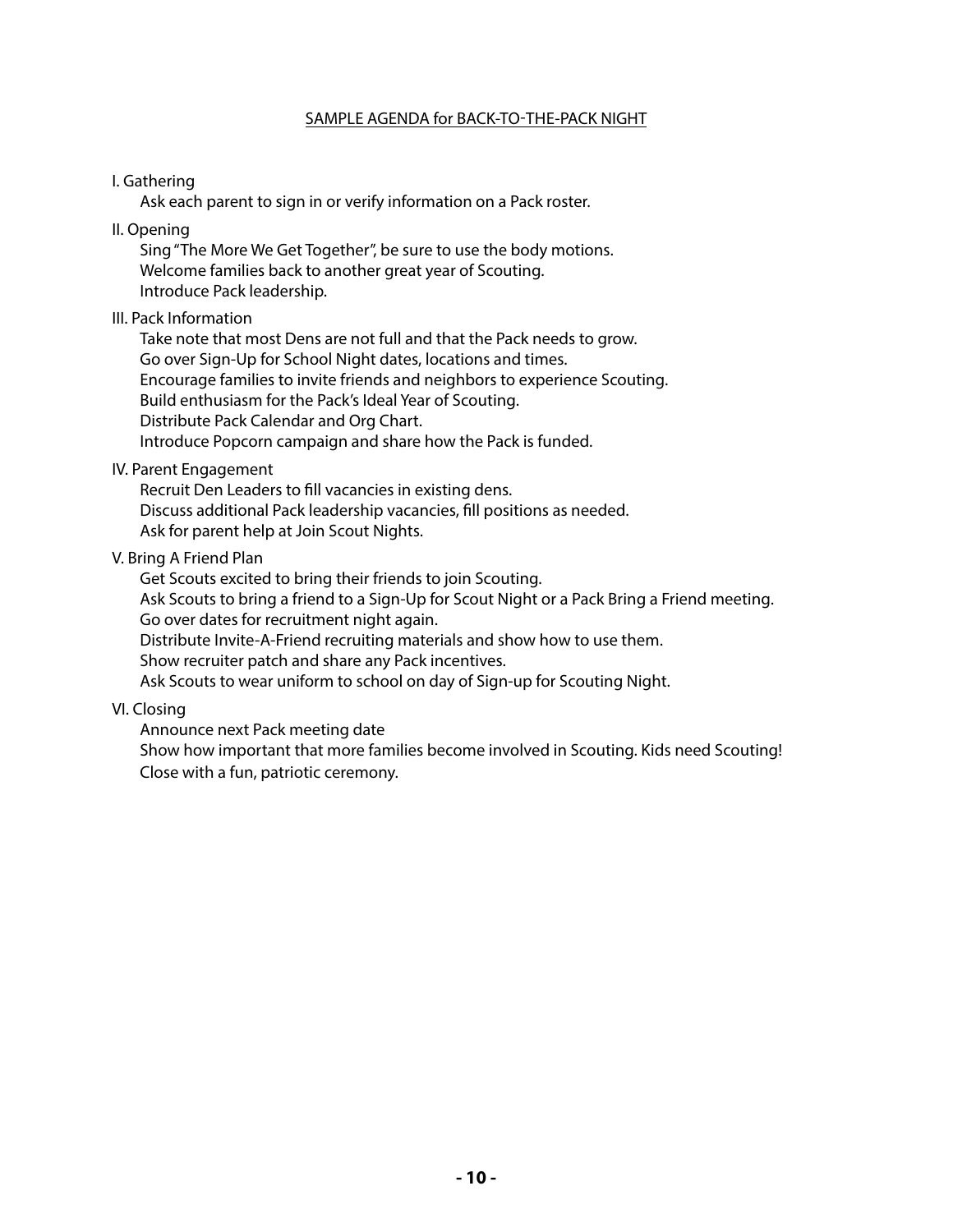## SAMPLE AGENDA for BACK-TO-THE-PACK NIGHT

I. Gathering

Ask each parent to sign in or verify information on a Pack roster.

II. Opening

Sing "The More We Get Together", be sure to use the body motions.
Welcome families back to another great year of Scouting.
Introduce Pack leadership.

III. Pack Information

Take note that most Dens are not full and that the Pack needs to grow.
Go over Sign-Up for School Night dates, locations and times.
Encourage families to invite friends and neighbors to experience Scouting.
Build enthusiasm for the Pack's Ideal Year of Scouting.
Distribute Pack Calendar and Org Chart.
Introduce Popcorn campaign and share how the Pack is funded.

IV. Parent Engagement

Recruit Den Leaders to fill vacancies in existing dens.
Discuss additional Pack leadership vacancies, fill positions as needed.
Ask for parent help at Join Scout Nights.

V. Bring A Friend Plan

Get Scouts excited to bring their friends to join Scouting.
Ask Scouts to bring a friend to a Sign-Up for Scout Night or a Pack Bring a Friend meeting.
Go over dates for recruitment night again.
Distribute Invite-A-Friend recruiting materials and show how to use them.
Show recruiter patch and share any Pack incentives.
Ask Scouts to wear uniform to school on day of Sign-up for Scouting Night.

VI. Closing

Announce next Pack meeting date
Show how important that more families become involved in Scouting. Kids need Scouting!
Close with a fun, patriotic ceremony.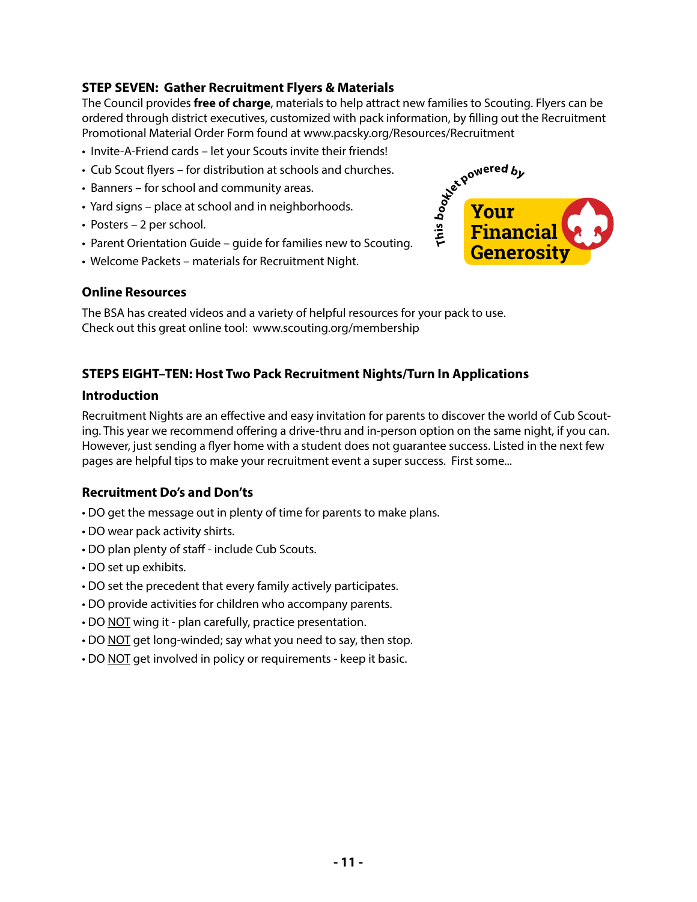### STEP SEVEN: Gather Recruitment Flyers & Materials

The Council provides **free of charge**, materials to help attract new families to Scouting. Flyers can be ordered through district executives, customized with pack information, by filling out the Recruitment Promotional Material Order Form found at www.pacsky.org/Resources/Recruitment

- Invite-A-Friend cards – let your Scouts invite their friends!
- Cub Scout flyers – for distribution at schools and churches.
- Banners – for school and community areas.
- Yard signs – place at school and in neighborhoods.
- Posters – 2 per school.
- Parent Orientation Guide – guide for families new to Scouting.
- Welcome Packets – materials for Recruitment Night.

This booklet powered by Your Financial Generosity

### Online Resources

The BSA has created videos and a variety of helpful resources for your pack to use.
Check out this great online tool: www.scouting.org/membership

### STEPS EIGHT–TEN: Host Two Pack Recruitment Nights/Turn In Applications

### Introduction

Recruitment Nights are an effective and easy invitation for parents to discover the world of Cub Scouting. This year we recommend offering a drive-thru and in-person option on the same night, if you can. However, just sending a flyer home with a student does not guarantee success. Listed in the next few pages are helpful tips to make your recruitment event a super success. First some...

### Recruitment Do's and Don'ts

- DO get the message out in plenty of time for parents to make plans.
- DO wear pack activity shirts.
- DO plan plenty of staff - include Cub Scouts.
- DO set up exhibits.
- DO set the precedent that every family actively participates.
- DO provide activities for children who accompany parents.
- DO NOT wing it - plan carefully, practice presentation.
- DO NOT get long-winded; say what you need to say, then stop.
- DO NOT get involved in policy or requirements - keep it basic.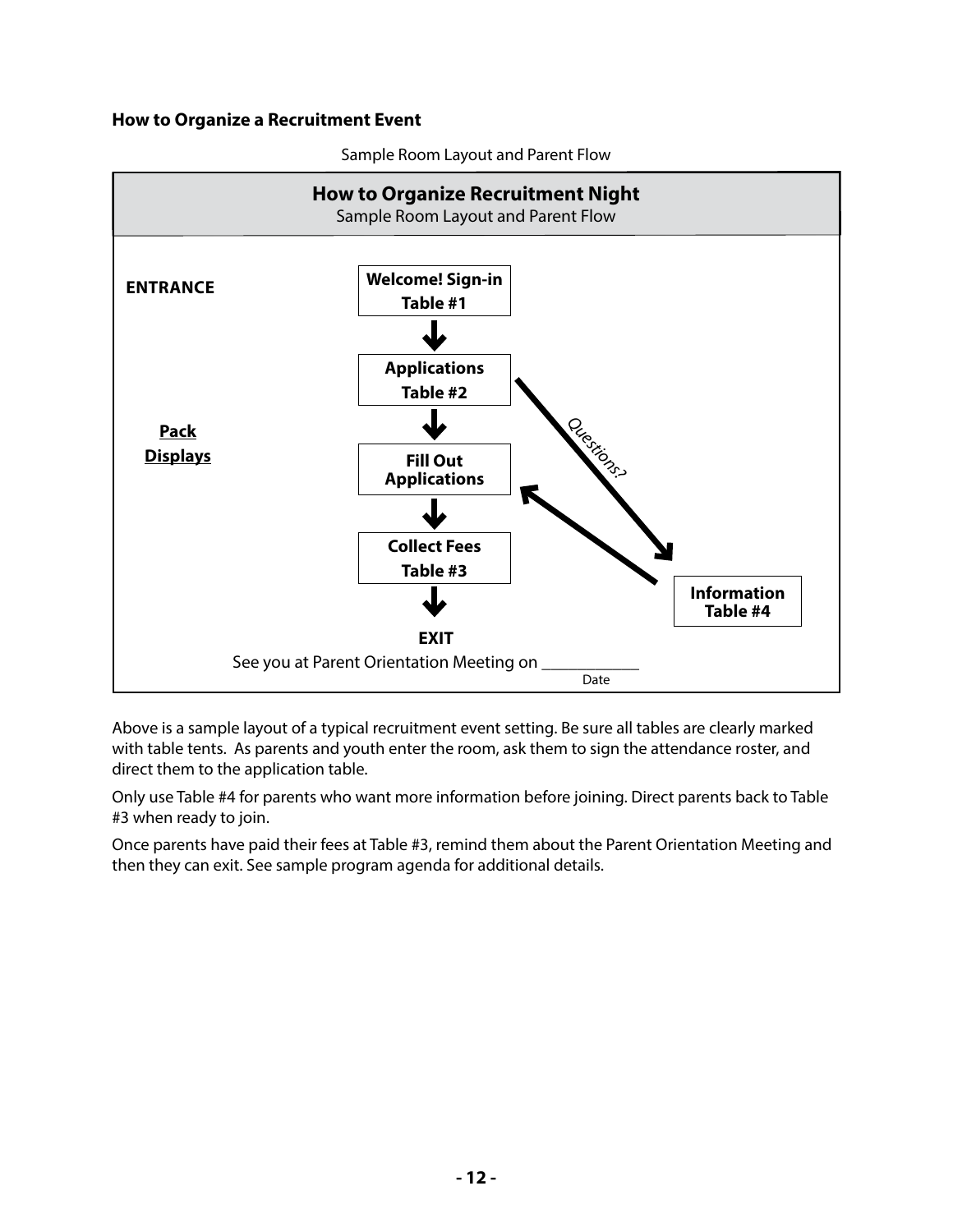### How to Organize a Recruitment Event

Sample Room Layout and Parent Flow

**How to Organize Recruitment Night**

Sample Room Layout and Parent Flow

**ENTRANCE**

**Welcome! Sign-in Table #1**

↓

**Applications Table #2**

↓

**Fill Out Applications**

↓

**Collect Fees Table #3**

↓

**EXIT**

**Pack Displays**

*Questions?* → **Information Table #4** → back to **Fill Out Applications**

See you at Parent Orientation Meeting on ____________ (Date)

Above is a sample layout of a typical recruitment event setting. Be sure all tables are clearly marked with table tents. As parents and youth enter the room, ask them to sign the attendance roster, and direct them to the application table.

Only use Table #4 for parents who want more information before joining. Direct parents back to Table #3 when ready to join.

Once parents have paid their fees at Table #3, remind them about the Parent Orientation Meeting and then they can exit. See sample program agenda for additional details.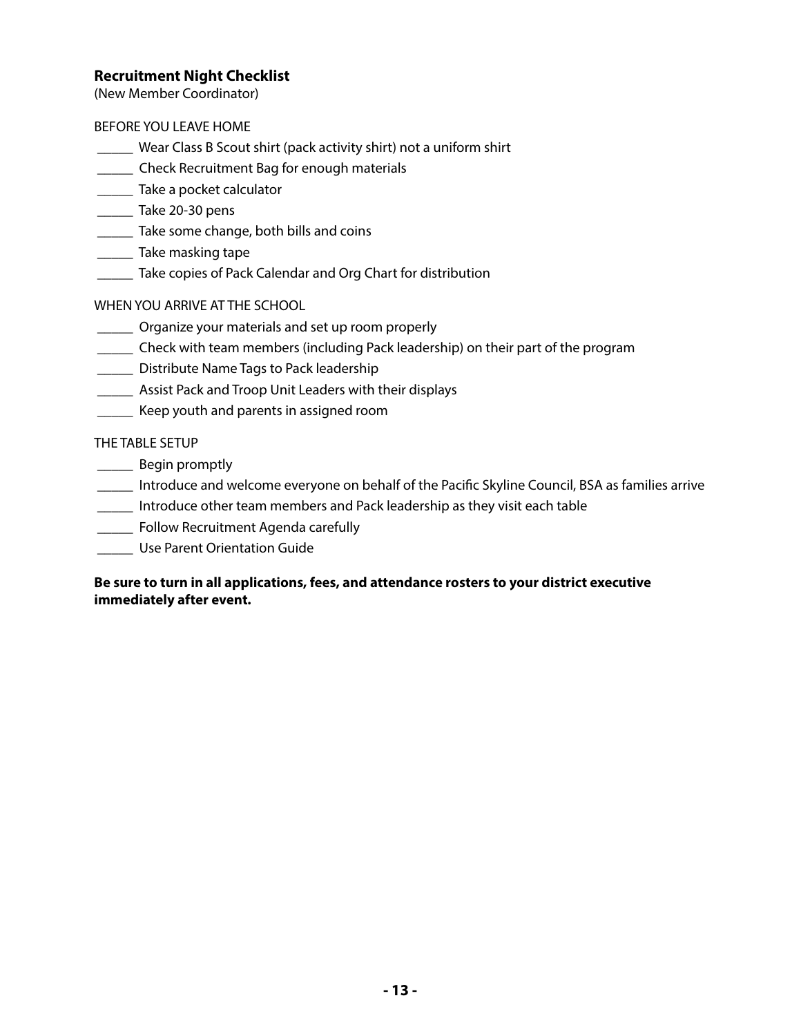## Recruitment Night Checklist

(New Member Coordinator)

BEFORE YOU LEAVE HOME

_____ Wear Class B Scout shirt (pack activity shirt) not a uniform shirt
_____ Check Recruitment Bag for enough materials
_____ Take a pocket calculator
_____ Take 20-30 pens
_____ Take some change, both bills and coins
_____ Take masking tape
_____ Take copies of Pack Calendar and Org Chart for distribution

WHEN YOU ARRIVE AT THE SCHOOL

_____ Organize your materials and set up room properly
_____ Check with team members (including Pack leadership) on their part of the program
_____ Distribute Name Tags to Pack leadership
_____ Assist Pack and Troop Unit Leaders with their displays
_____ Keep youth and parents in assigned room

THE TABLE SETUP

_____ Begin promptly
_____ Introduce and welcome everyone on behalf of the Pacific Skyline Council, BSA as families arrive
_____ Introduce other team members and Pack leadership as they visit each table
_____ Follow Recruitment Agenda carefully
_____ Use Parent Orientation Guide

**Be sure to turn in all applications, fees, and attendance rosters to your district executive immediately after event.**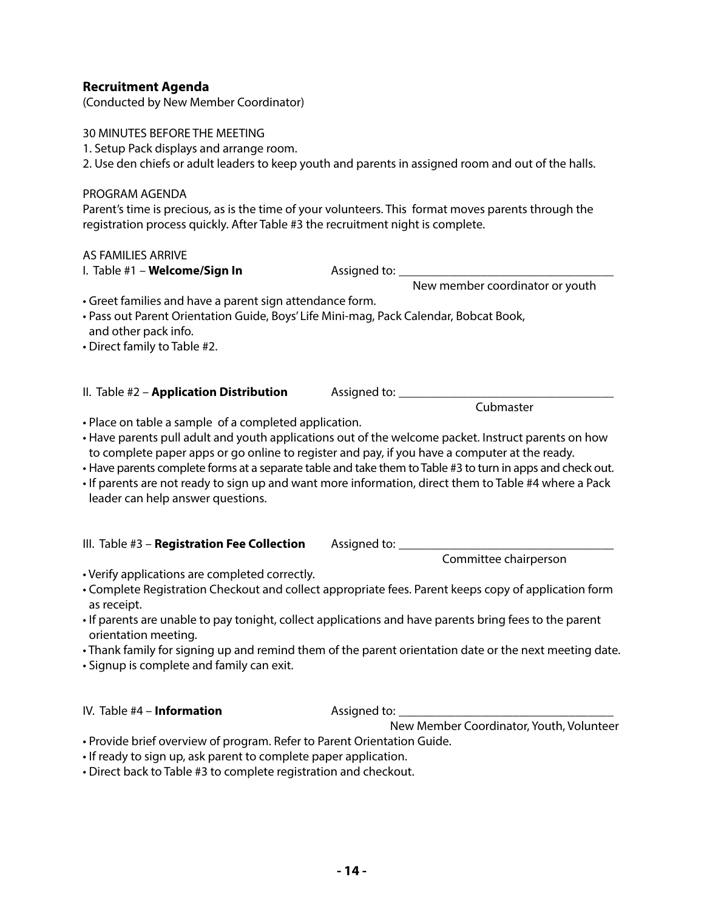## Recruitment Agenda

(Conducted by New Member Coordinator)

30 MINUTES BEFORE THE MEETING

1. Setup Pack displays and arrange room.
2. Use den chiefs or adult leaders to keep youth and parents in assigned room and out of the halls.

PROGRAM AGENDA

Parent's time is precious, as is the time of your volunteers. This format moves parents through the registration process quickly. After Table #3 the recruitment night is complete.

AS FAMILIES ARRIVE

I. Table #1 – **Welcome/Sign In** Assigned to: ___________________________________
New member coordinator or youth

- Greet families and have a parent sign attendance form.
- Pass out Parent Orientation Guide, Boys' Life Mini-mag, Pack Calendar, Bobcat Book, and other pack info.
- Direct family to Table #2.

II. Table #2 – **Application Distribution** Assigned to: ___________________________________
Cubmaster

- Place on table a sample of a completed application.
- Have parents pull adult and youth applications out of the welcome packet. Instruct parents on how to complete paper apps or go online to register and pay, if you have a computer at the ready.
- Have parents complete forms at a separate table and take them to Table #3 to turn in apps and check out.
- If parents are not ready to sign up and want more information, direct them to Table #4 where a Pack leader can help answer questions.

III. Table #3 – **Registration Fee Collection** Assigned to: ___________________________________
Committee chairperson

- Verify applications are completed correctly.
- Complete Registration Checkout and collect appropriate fees. Parent keeps copy of application form as receipt.
- If parents are unable to pay tonight, collect applications and have parents bring fees to the parent orientation meeting.
- Thank family for signing up and remind them of the parent orientation date or the next meeting date.
- Signup is complete and family can exit.

IV. Table #4 – **Information** Assigned to: ___________________________________
New Member Coordinator, Youth, Volunteer

- Provide brief overview of program. Refer to Parent Orientation Guide.
- If ready to sign up, ask parent to complete paper application.
- Direct back to Table #3 to complete registration and checkout.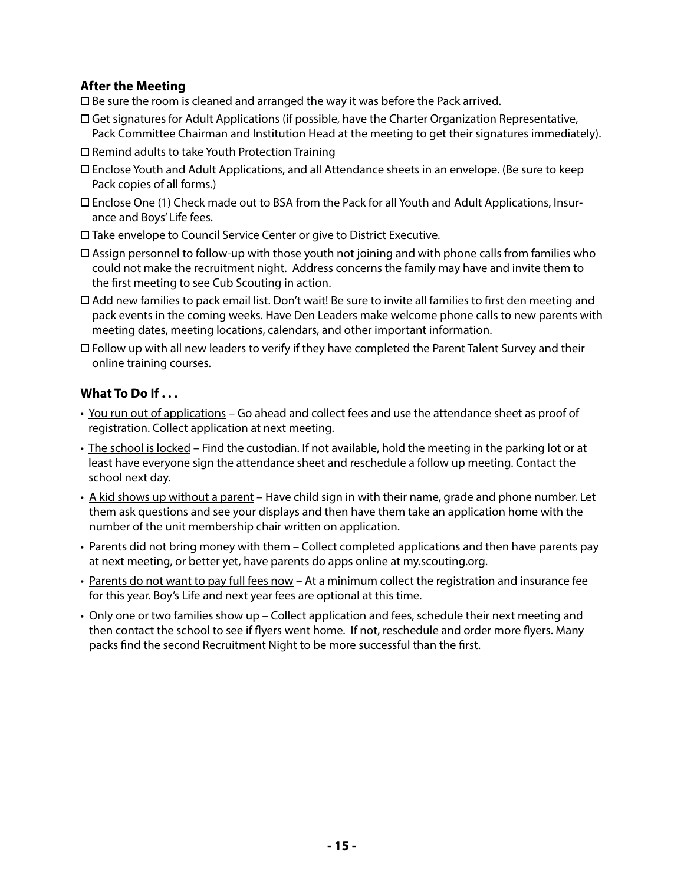### After the Meeting

- ☐ Be sure the room is cleaned and arranged the way it was before the Pack arrived.
- ☐ Get signatures for Adult Applications (if possible, have the Charter Organization Representative, Pack Committee Chairman and Institution Head at the meeting to get their signatures immediately).
- ☐ Remind adults to take Youth Protection Training
- ☐ Enclose Youth and Adult Applications, and all Attendance sheets in an envelope. (Be sure to keep Pack copies of all forms.)
- ☐ Enclose One (1) Check made out to BSA from the Pack for all Youth and Adult Applications, Insurance and Boys' Life fees.
- ☐ Take envelope to Council Service Center or give to District Executive.
- ☐ Assign personnel to follow-up with those youth not joining and with phone calls from families who could not make the recruitment night. Address concerns the family may have and invite them to the first meeting to see Cub Scouting in action.
- ☐ Add new families to pack email list. Don't wait! Be sure to invite all families to first den meeting and pack events in the coming weeks. Have Den Leaders make welcome phone calls to new parents with meeting dates, meeting locations, calendars, and other important information.
- ☐ Follow up with all new leaders to verify if they have completed the Parent Talent Survey and their online training courses.

### What To Do If . . .

- <u>You run out of applications</u> – Go ahead and collect fees and use the attendance sheet as proof of registration. Collect application at next meeting.
- <u>The school is locked</u> – Find the custodian. If not available, hold the meeting in the parking lot or at least have everyone sign the attendance sheet and reschedule a follow up meeting. Contact the school next day.
- <u>A kid shows up without a parent</u> – Have child sign in with their name, grade and phone number. Let them ask questions and see your displays and then have them take an application home with the number of the unit membership chair written on application.
- <u>Parents did not bring money with them</u> – Collect completed applications and then have parents pay at next meeting, or better yet, have parents do apps online at my.scouting.org.
- <u>Parents do not want to pay full fees now</u> – At a minimum collect the registration and insurance fee for this year. Boy's Life and next year fees are optional at this time.
- <u>Only one or two families show up</u> – Collect application and fees, schedule their next meeting and then contact the school to see if flyers went home. If not, reschedule and order more flyers. Many packs find the second Recruitment Night to be more successful than the first.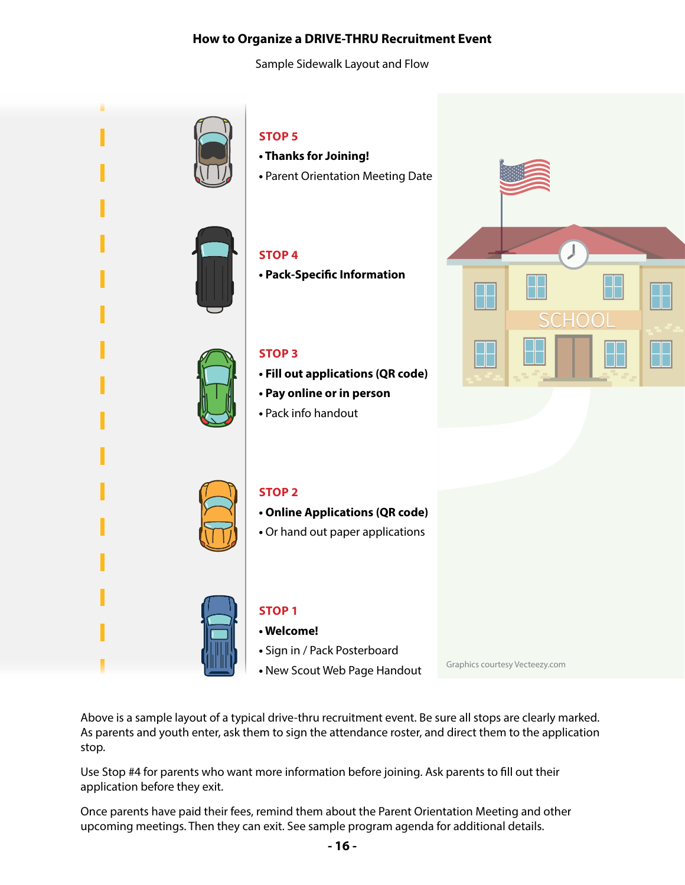## How to Organize a DRIVE-THRU Recruitment Event

Sample Sidewalk Layout and Flow

**STOP 5**

- **Thanks for Joining!**
- Parent Orientation Meeting Date

**STOP 4**

- **Pack-Specific Information**

**STOP 3**

- **Fill out applications (QR code)**
- **Pay online or in person**
- Pack info handout

**STOP 2**

- **Online Applications (QR code)**
- Or hand out paper applications

**STOP 1**

- **Welcome!**
- Sign in / Pack Posterboard
- New Scout Web Page Handout

SCHOOL

Graphics courtesy Vecteezy.com

Above is a sample layout of a typical drive-thru recruitment event. Be sure all stops are clearly marked. As parents and youth enter, ask them to sign the attendance roster, and direct them to the application stop.

Use Stop #4 for parents who want more information before joining. Ask parents to fill out their application before they exit.

Once parents have paid their fees, remind them about the Parent Orientation Meeting and other upcoming meetings. Then they can exit. See sample program agenda for additional details.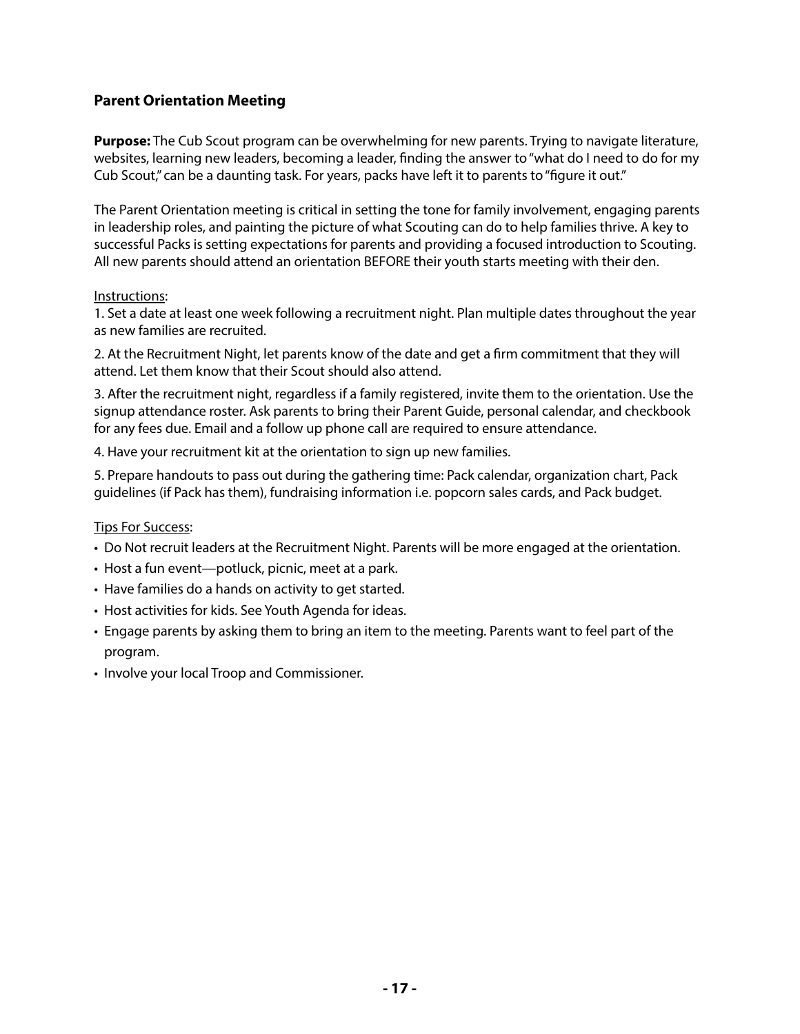## Parent Orientation Meeting

**Purpose:** The Cub Scout program can be overwhelming for new parents. Trying to navigate literature, websites, learning new leaders, becoming a leader, finding the answer to "what do I need to do for my Cub Scout," can be a daunting task. For years, packs have left it to parents to "figure it out."

The Parent Orientation meeting is critical in setting the tone for family involvement, engaging parents in leadership roles, and painting the picture of what Scouting can do to help families thrive. A key to successful Packs is setting expectations for parents and providing a focused introduction to Scouting. All new parents should attend an orientation BEFORE their youth starts meeting with their den.

<u>Instructions</u>:

1. Set a date at least one week following a recruitment night. Plan multiple dates throughout the year as new families are recruited.
2. At the Recruitment Night, let parents know of the date and get a firm commitment that they will attend. Let them know that their Scout should also attend.
3. After the recruitment night, regardless if a family registered, invite them to the orientation. Use the signup attendance roster. Ask parents to bring their Parent Guide, personal calendar, and checkbook for any fees due. Email and a follow up phone call are required to ensure attendance.
4. Have your recruitment kit at the orientation to sign up new families.
5. Prepare handouts to pass out during the gathering time: Pack calendar, organization chart, Pack guidelines (if Pack has them), fundraising information i.e. popcorn sales cards, and Pack budget.

<u>Tips For Success</u>:

- Do Not recruit leaders at the Recruitment Night. Parents will be more engaged at the orientation.
- Host a fun event—potluck, picnic, meet at a park.
- Have families do a hands on activity to get started.
- Host activities for kids. See Youth Agenda for ideas.
- Engage parents by asking them to bring an item to the meeting. Parents want to feel part of the program.
- Involve your local Troop and Commissioner.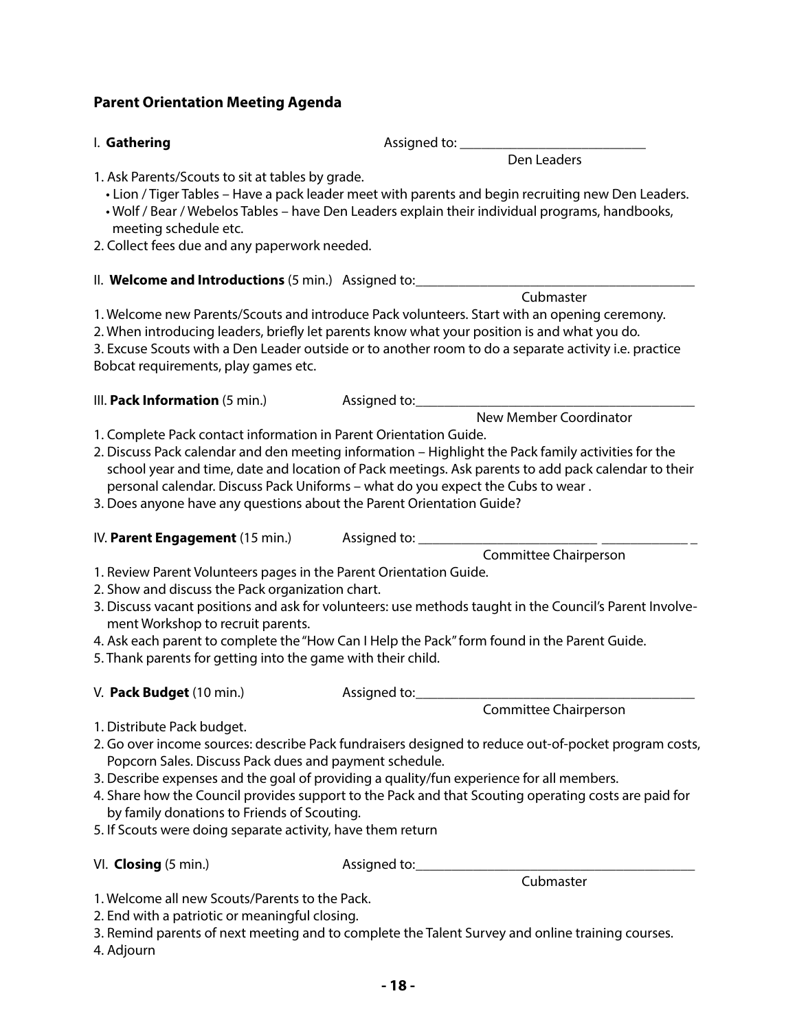## Parent Orientation Meeting Agenda

I. **Gathering** Assigned to: ___________________________
Den Leaders

1. Ask Parents/Scouts to sit at tables by grade.
   - Lion / Tiger Tables – Have a pack leader meet with parents and begin recruiting new Den Leaders.
   - Wolf / Bear / Webelos Tables – have Den Leaders explain their individual programs, handbooks, meeting schedule etc.
2. Collect fees due and any paperwork needed.

II. **Welcome and Introductions** (5 min.) Assigned to:__________________________________________
Cubmaster

1. Welcome new Parents/Scouts and introduce Pack volunteers. Start with an opening ceremony.
2. When introducing leaders, briefly let parents know what your position is and what you do.
3. Excuse Scouts with a Den Leader outside or to another room to do a separate activity i.e. practice Bobcat requirements, play games etc.

III. **Pack Information** (5 min.) Assigned to:__________________________________________
New Member Coordinator

1. Complete Pack contact information in Parent Orientation Guide.
2. Discuss Pack calendar and den meeting information – Highlight the Pack family activities for the school year and time, date and location of Pack meetings. Ask parents to add pack calendar to their personal calendar. Discuss Pack Uniforms – what do you expect the Cubs to wear .
3. Does anyone have any questions about the Parent Orientation Guide?

IV. **Parent Engagement** (15 min.) Assigned to: __________________________ _____________ _
Committee Chairperson

1. Review Parent Volunteers pages in the Parent Orientation Guide.
2. Show and discuss the Pack organization chart.
3. Discuss vacant positions and ask for volunteers: use methods taught in the Council's Parent Involvement Workshop to recruit parents.
4. Ask each parent to complete the "How Can I Help the Pack" form found in the Parent Guide.
5. Thank parents for getting into the game with their child.

V. **Pack Budget** (10 min.) Assigned to:__________________________________________
Committee Chairperson

1. Distribute Pack budget.
2. Go over income sources: describe Pack fundraisers designed to reduce out-of-pocket program costs, Popcorn Sales. Discuss Pack dues and payment schedule.
3. Describe expenses and the goal of providing a quality/fun experience for all members.
4. Share how the Council provides support to the Pack and that Scouting operating costs are paid for by family donations to Friends of Scouting.
5. If Scouts were doing separate activity, have them return

VI. **Closing** (5 min.) Assigned to:__________________________________________
Cubmaster

1. Welcome all new Scouts/Parents to the Pack.
2. End with a patriotic or meaningful closing.
3. Remind parents of next meeting and to complete the Talent Survey and online training courses.
4. Adjourn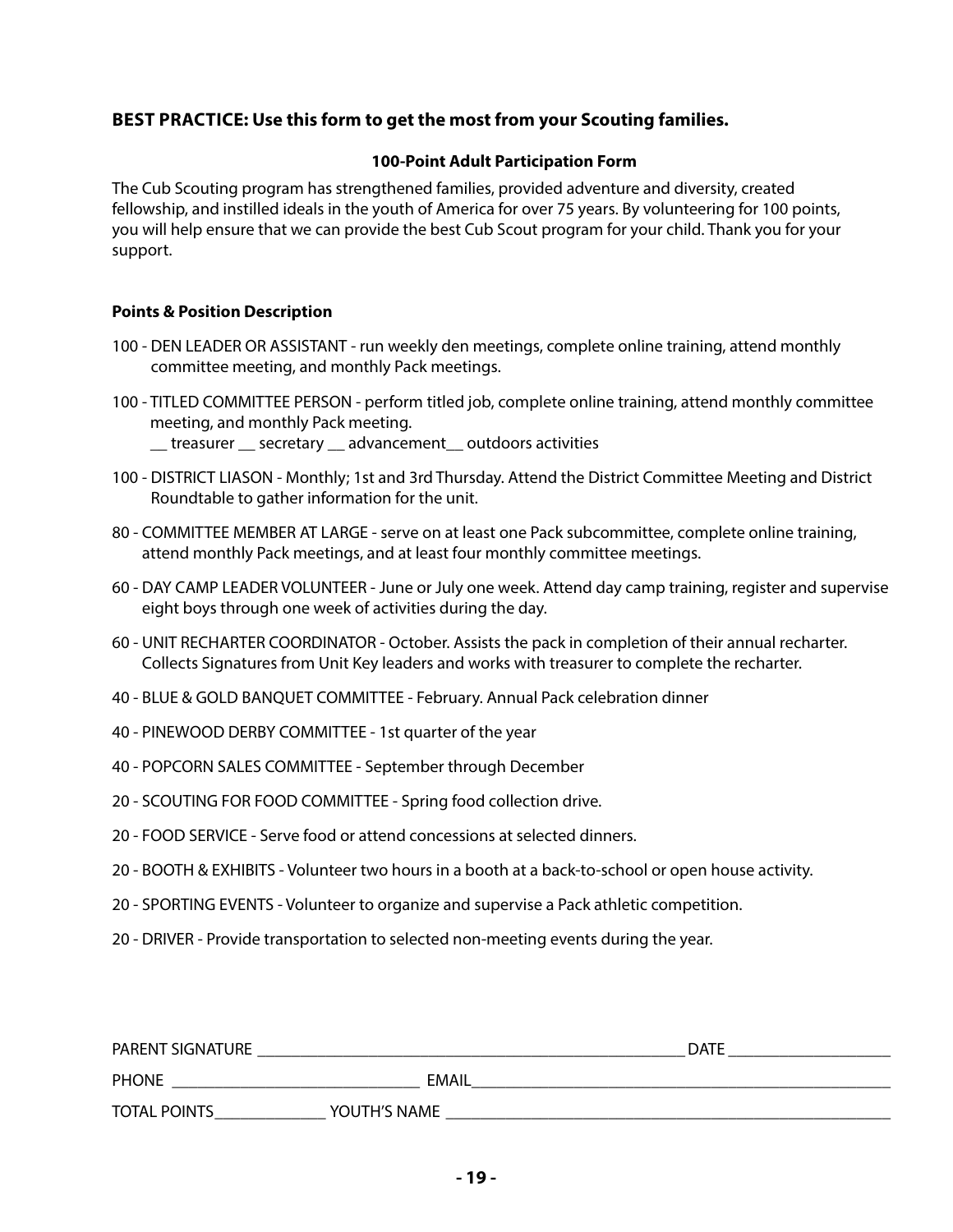**BEST PRACTICE: Use this form to get the most from your Scouting families.**

**100-Point Adult Participation Form**

The Cub Scouting program has strengthened families, provided adventure and diversity, created fellowship, and instilled ideals in the youth of America for over 75 years. By volunteering for 100 points, you will help ensure that we can provide the best Cub Scout program for your child. Thank you for your support.

**Points & Position Description**

100 - DEN LEADER OR ASSISTANT - run weekly den meetings, complete online training, attend monthly committee meeting, and monthly Pack meetings.

100 - TITLED COMMITTEE PERSON - perform titled job, complete online training, attend monthly committee meeting, and monthly Pack meeting.
__ treasurer __ secretary __ advancement__ outdoors activities

100 - DISTRICT LIASON - Monthly; 1st and 3rd Thursday. Attend the District Committee Meeting and District Roundtable to gather information for the unit.

80 - COMMITTEE MEMBER AT LARGE - serve on at least one Pack subcommittee, complete online training, attend monthly Pack meetings, and at least four monthly committee meetings.

60 - DAY CAMP LEADER VOLUNTEER - June or July one week. Attend day camp training, register and supervise eight boys through one week of activities during the day.

60 - UNIT RECHARTER COORDINATOR - October. Assists the pack in completion of their annual recharter. Collects Signatures from Unit Key leaders and works with treasurer to complete the recharter.

40 - BLUE & GOLD BANQUET COMMITTEE - February. Annual Pack celebration dinner

40 - PINEWOOD DERBY COMMITTEE - 1st quarter of the year

40 - POPCORN SALES COMMITTEE - September through December

20 - SCOUTING FOR FOOD COMMITTEE - Spring food collection drive.

20 - FOOD SERVICE - Serve food or attend concessions at selected dinners.

20 - BOOTH & EXHIBITS - Volunteer two hours in a booth at a back-to-school or open house activity.

20 - SPORTING EVENTS - Volunteer to organize and supervise a Pack athletic competition.

20 - DRIVER - Provide transportation to selected non-meeting events during the year.

PARENT SIGNATURE ____________________________________________________ DATE ____________________

PHONE ______________________________ EMAIL____________________________________________________

TOTAL POINTS______________ YOUTH'S NAME _______________________________________________________